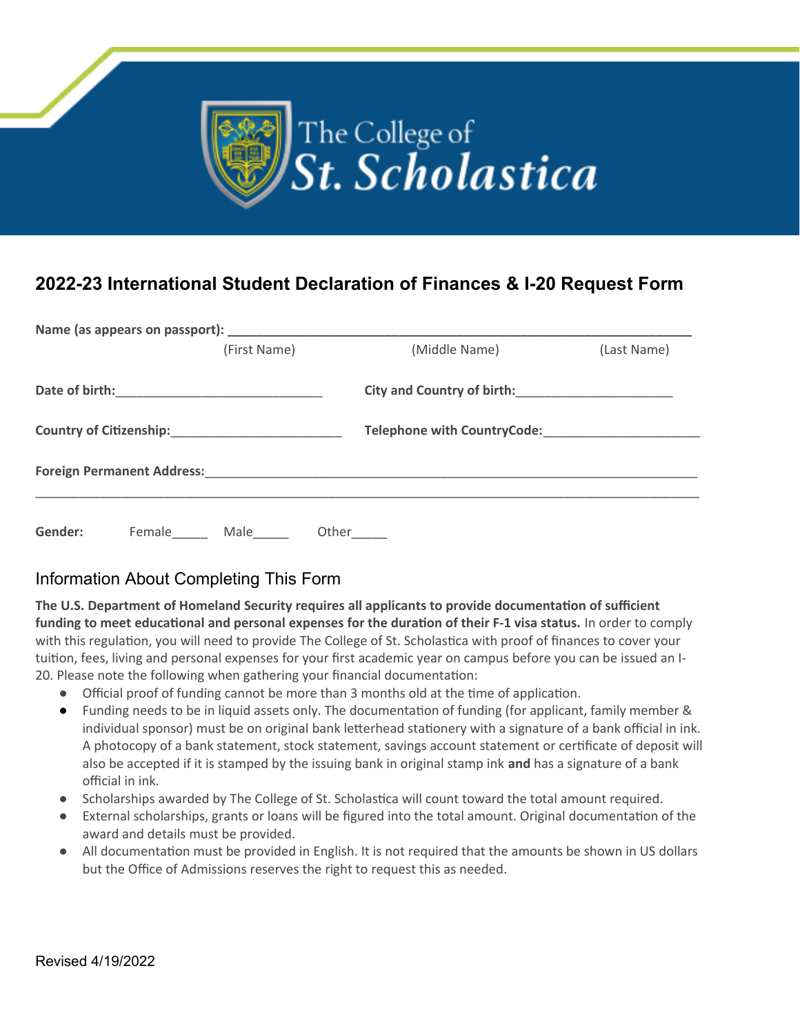The College of St. Scholastica

# 2022-23 International Student Declaration of Finances & I-20 Request Form

**Name (as appears on passport):** ________________________________________________

(First Name) (Middle Name) (Last Name)

**Date of birth:** ____________________________ **City and Country of birth:** ______________________

**Country of Citizenship:** ________________________ **Telephone with CountryCode:** ______________________

**Foreign Permanent Address:** ________________________________________________

________________________________________________________________________

**Gender:** Female_____ Male_____ Other_____

## Information About Completing This Form

**The U.S. Department of Homeland Security requires all applicants to provide documentation of sufficient funding to meet educational and personal expenses for the duration of their F-1 visa status.** In order to comply with this regulation, you will need to provide The College of St. Scholastica with proof of finances to cover your tuition, fees, living and personal expenses for your first academic year on campus before you can be issued an I-20. Please note the following when gathering your financial documentation:

- Official proof of funding cannot be more than 3 months old at the time of application.
- Funding needs to be in liquid assets only. The documentation of funding (for applicant, family member & individual sponsor) must be on original bank letterhead stationery with a signature of a bank official in ink. A photocopy of a bank statement, stock statement, savings account statement or certificate of deposit will also be accepted if it is stamped by the issuing bank in original stamp ink **and** has a signature of a bank official in ink.
- Scholarships awarded by The College of St. Scholastica will count toward the total amount required.
- External scholarships, grants or loans will be figured into the total amount. Original documentation of the award and details must be provided.
- All documentation must be provided in English. It is not required that the amounts be shown in US dollars but the Office of Admissions reserves the right to request this as needed.

Revised 4/19/2022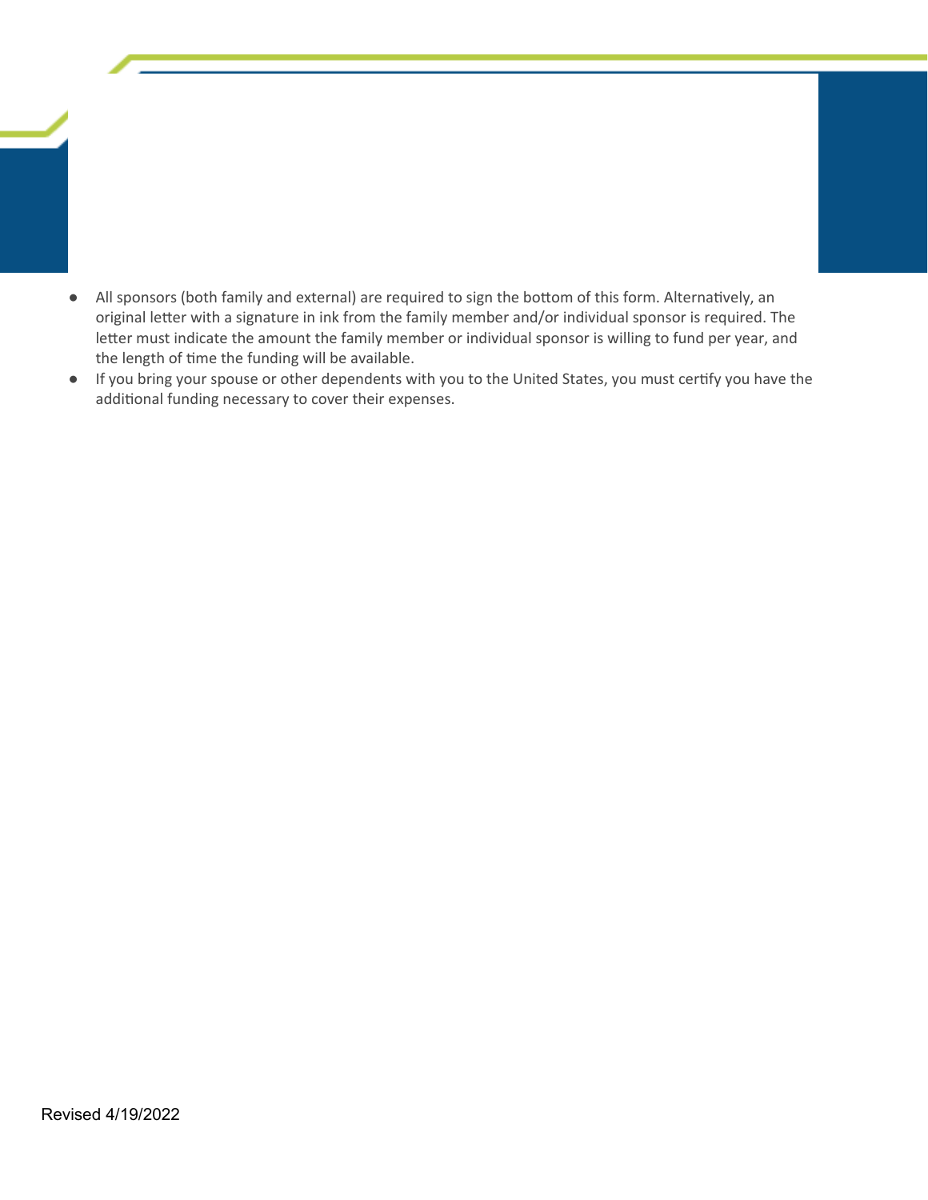- All sponsors (both family and external) are required to sign the bottom of this form. Alternatively, an original letter with a signature in ink from the family member and/or individual sponsor is required. The letter must indicate the amount the family member or individual sponsor is willing to fund per year, and the length of time the funding will be available.
- If you bring your spouse or other dependents with you to the United States, you must certify you have the additional funding necessary to cover their expenses.

Revised 4/19/2022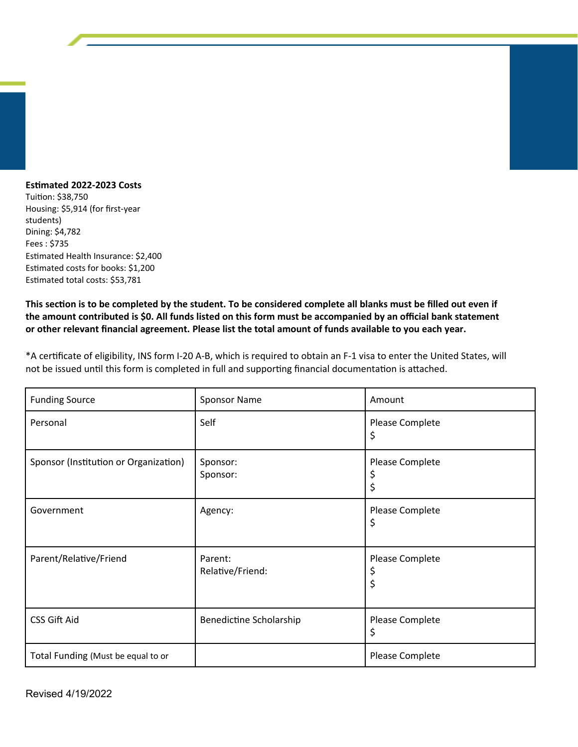**Estimated 2022-2023 Costs**
Tuition: $38,750
Housing: $5,914 (for first-year students)
Dining: $4,782
Fees : $735
Estimated Health Insurance: $2,400
Estimated costs for books: $1,200
Estimated total costs: $53,781

**This section is to be completed by the student. To be considered complete all blanks must be filled out even if the amount contributed is $0. All funds listed on this form must be accompanied by an official bank statement or other relevant financial agreement. Please list the total amount of funds available to you each year.**

*A certificate of eligibility, INS form I-20 A-B, which is required to obtain an F-1 visa to enter the United States, will not be issued until this form is completed in full and supporting financial documentation is attached.

| Funding Source | Sponsor Name | Amount |
|---|---|---|
| Personal | Self | Please Complete<br>$ |
| Sponsor (Institution or Organization) | Sponsor:<br>Sponsor: | Please Complete<br>$<br>$ |
| Government | Agency: | Please Complete<br>$ |
| Parent/Relative/Friend | Parent:<br>Relative/Friend: | Please Complete<br>$<br>$ |
| CSS Gift Aid | Benedictine Scholarship | Please Complete<br>$ |
| Total Funding (Must be equal to or | | Please Complete |

Revised 4/19/2022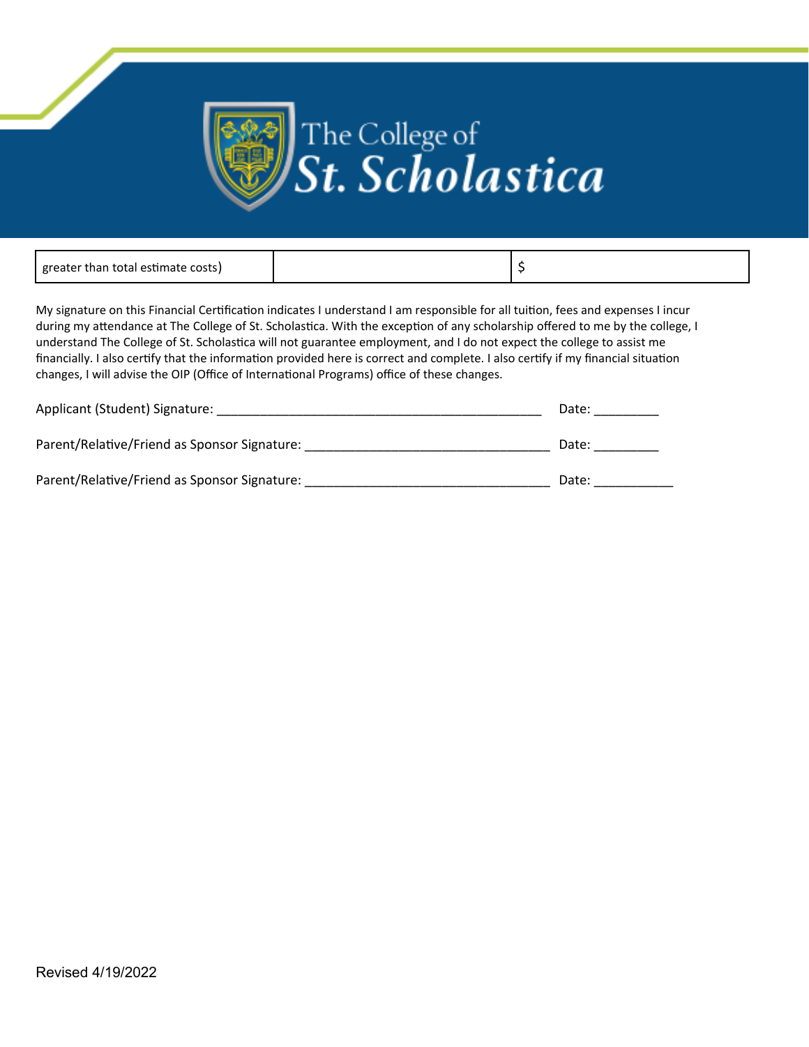| | | |
|---|---|---|
| greater than total estimate costs) | | $ |

My signature on this Financial Certification indicates I understand I am responsible for all tuition, fees and expenses I incur during my attendance at The College of St. Scholastica. With the exception of any scholarship offered to me by the college, I understand The College of St. Scholastica will not guarantee employment, and I do not expect the college to assist me financially. I also certify that the information provided here is correct and complete. I also certify if my financial situation changes, I will advise the OIP (Office of International Programs) office of these changes.

Applicant (Student) Signature: _____________________________________________ Date: _________

Parent/Relative/Friend as Sponsor Signature: _________________________________ Date: _________

Parent/Relative/Friend as Sponsor Signature: _________________________________ Date: ___________

Revised 4/19/2022